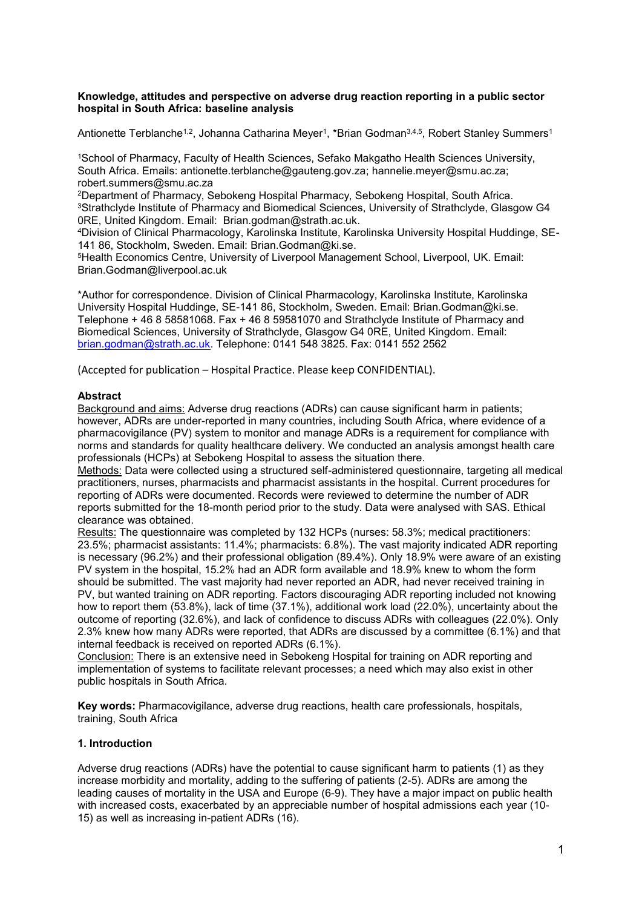**Knowledge, attitudes and perspective on adverse drug reaction reporting in a public sector hospital in South Africa: baseline analysis**

Antionette Terblanche[1,2], Johanna Catharina Meyer[1], *Brian Godman[3,4,5], Robert Stanley Summers[1]

[1]School of Pharmacy, Faculty of Health Sciences, Sefako Makgatho Health Sciences University, South Africa. Emails: antionette.terblanche@gauteng.gov.za; hannelie.meyer@smu.ac.za; robert.summers@smu.ac.za

[2]Department of Pharmacy, Sebokeng Hospital Pharmacy, Sebokeng Hospital, South Africa.

[3]Strathclyde Institute of Pharmacy and Biomedical Sciences, University of Strathclyde, Glasgow G4 0RE, United Kingdom. Email: Brian.godman@strath.ac.uk.

[4]Division of Clinical Pharmacology, Karolinska Institute, Karolinska University Hospital Huddinge, SE-141 86, Stockholm, Sweden. Email: Brian.Godman@ki.se.

[5]Health Economics Centre, University of Liverpool Management School, Liverpool, UK. Email: Brian.Godman@liverpool.ac.uk

*Author for correspondence. Division of Clinical Pharmacology, Karolinska Institute, Karolinska University Hospital Huddinge, SE-141 86, Stockholm, Sweden. Email: Brian.Godman@ki.se. Telephone + 46 8 58581068. Fax + 46 8 59581070 and Strathclyde Institute of Pharmacy and Biomedical Sciences, University of Strathclyde, Glasgow G4 0RE, United Kingdom. Email: brian.godman@strath.ac.uk. Telephone: 0141 548 3825. Fax: 0141 552 2562

(Accepted for publication – Hospital Practice. Please keep CONFIDENTIAL).

## Abstract

Background and aims: Adverse drug reactions (ADRs) can cause significant harm in patients; however, ADRs are under-reported in many countries, including South Africa, where evidence of a pharmacovigilance (PV) system to monitor and manage ADRs is a requirement for compliance with norms and standards for quality healthcare delivery. We conducted an analysis amongst health care professionals (HCPs) at Sebokeng Hospital to assess the situation there.

Methods: Data were collected using a structured self-administered questionnaire, targeting all medical practitioners, nurses, pharmacists and pharmacist assistants in the hospital. Current procedures for reporting of ADRs were documented. Records were reviewed to determine the number of ADR reports submitted for the 18-month period prior to the study. Data were analysed with SAS. Ethical clearance was obtained.

Results: The questionnaire was completed by 132 HCPs (nurses: 58.3%; medical practitioners: 23.5%; pharmacist assistants: 11.4%; pharmacists: 6.8%). The vast majority indicated ADR reporting is necessary (96.2%) and their professional obligation (89.4%). Only 18.9% were aware of an existing PV system in the hospital, 15.2% had an ADR form available and 18.9% knew to whom the form should be submitted. The vast majority had never reported an ADR, had never received training in PV, but wanted training on ADR reporting. Factors discouraging ADR reporting included not knowing how to report them (53.8%), lack of time (37.1%), additional work load (22.0%), uncertainty about the outcome of reporting (32.6%), and lack of confidence to discuss ADRs with colleagues (22.0%). Only 2.3% knew how many ADRs were reported, that ADRs are discussed by a committee (6.1%) and that internal feedback is received on reported ADRs (6.1%).

Conclusion: There is an extensive need in Sebokeng Hospital for training on ADR reporting and implementation of systems to facilitate relevant processes; a need which may also exist in other public hospitals in South Africa.

**Key words:** Pharmacovigilance, adverse drug reactions, health care professionals, hospitals, training, South Africa

## 1. Introduction

Adverse drug reactions (ADRs) have the potential to cause significant harm to patients (1) as they increase morbidity and mortality, adding to the suffering of patients (2-5). ADRs are among the leading causes of mortality in the USA and Europe (6-9). They have a major impact on public health with increased costs, exacerbated by an appreciable number of hospital admissions each year (10-15) as well as increasing in-patient ADRs (16).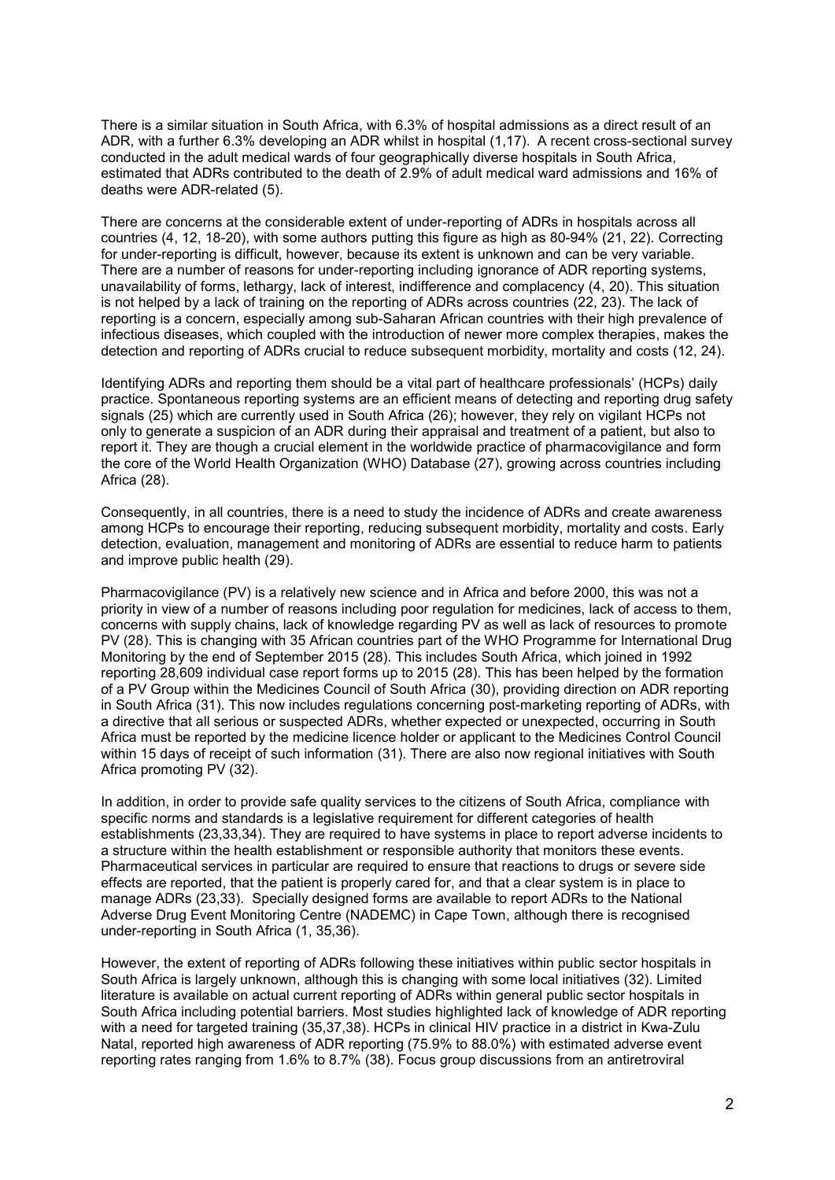There is a similar situation in South Africa, with 6.3% of hospital admissions as a direct result of an ADR, with a further 6.3% developing an ADR whilst in hospital (1,17). A recent cross-sectional survey conducted in the adult medical wards of four geographically diverse hospitals in South Africa, estimated that ADRs contributed to the death of 2.9% of adult medical ward admissions and 16% of deaths were ADR-related (5).

There are concerns at the considerable extent of under-reporting of ADRs in hospitals across all countries (4, 12, 18-20), with some authors putting this figure as high as 80-94% (21, 22). Correcting for under-reporting is difficult, however, because its extent is unknown and can be very variable. There are a number of reasons for under-reporting including ignorance of ADR reporting systems, unavailability of forms, lethargy, lack of interest, indifference and complacency (4, 20). This situation is not helped by a lack of training on the reporting of ADRs across countries (22, 23). The lack of reporting is a concern, especially among sub-Saharan African countries with their high prevalence of infectious diseases, which coupled with the introduction of newer more complex therapies, makes the detection and reporting of ADRs crucial to reduce subsequent morbidity, mortality and costs (12, 24).

Identifying ADRs and reporting them should be a vital part of healthcare professionals' (HCPs) daily practice. Spontaneous reporting systems are an efficient means of detecting and reporting drug safety signals (25) which are currently used in South Africa (26); however, they rely on vigilant HCPs not only to generate a suspicion of an ADR during their appraisal and treatment of a patient, but also to report it. They are though a crucial element in the worldwide practice of pharmacovigilance and form the core of the World Health Organization (WHO) Database (27), growing across countries including Africa (28).

Consequently, in all countries, there is a need to study the incidence of ADRs and create awareness among HCPs to encourage their reporting, reducing subsequent morbidity, mortality and costs. Early detection, evaluation, management and monitoring of ADRs are essential to reduce harm to patients and improve public health (29).

Pharmacovigilance (PV) is a relatively new science and in Africa and before 2000, this was not a priority in view of a number of reasons including poor regulation for medicines, lack of access to them, concerns with supply chains, lack of knowledge regarding PV as well as lack of resources to promote PV (28). This is changing with 35 African countries part of the WHO Programme for International Drug Monitoring by the end of September 2015 (28). This includes South Africa, which joined in 1992 reporting 28,609 individual case report forms up to 2015 (28). This has been helped by the formation of a PV Group within the Medicines Council of South Africa (30), providing direction on ADR reporting in South Africa (31). This now includes regulations concerning post-marketing reporting of ADRs, with a directive that all serious or suspected ADRs, whether expected or unexpected, occurring in South Africa must be reported by the medicine licence holder or applicant to the Medicines Control Council within 15 days of receipt of such information (31). There are also now regional initiatives with South Africa promoting PV (32).

In addition, in order to provide safe quality services to the citizens of South Africa, compliance with specific norms and standards is a legislative requirement for different categories of health establishments (23,33,34). They are required to have systems in place to report adverse incidents to a structure within the health establishment or responsible authority that monitors these events. Pharmaceutical services in particular are required to ensure that reactions to drugs or severe side effects are reported, that the patient is properly cared for, and that a clear system is in place to manage ADRs (23,33). Specially designed forms are available to report ADRs to the National Adverse Drug Event Monitoring Centre (NADEMC) in Cape Town, although there is recognised under-reporting in South Africa (1, 35,36).

However, the extent of reporting of ADRs following these initiatives within public sector hospitals in South Africa is largely unknown, although this is changing with some local initiatives (32). Limited literature is available on actual current reporting of ADRs within general public sector hospitals in South Africa including potential barriers. Most studies highlighted lack of knowledge of ADR reporting with a need for targeted training (35,37,38). HCPs in clinical HIV practice in a district in Kwa-Zulu Natal, reported high awareness of ADR reporting (75.9% to 88.0%) with estimated adverse event reporting rates ranging from 1.6% to 8.7% (38). Focus group discussions from an antiretroviral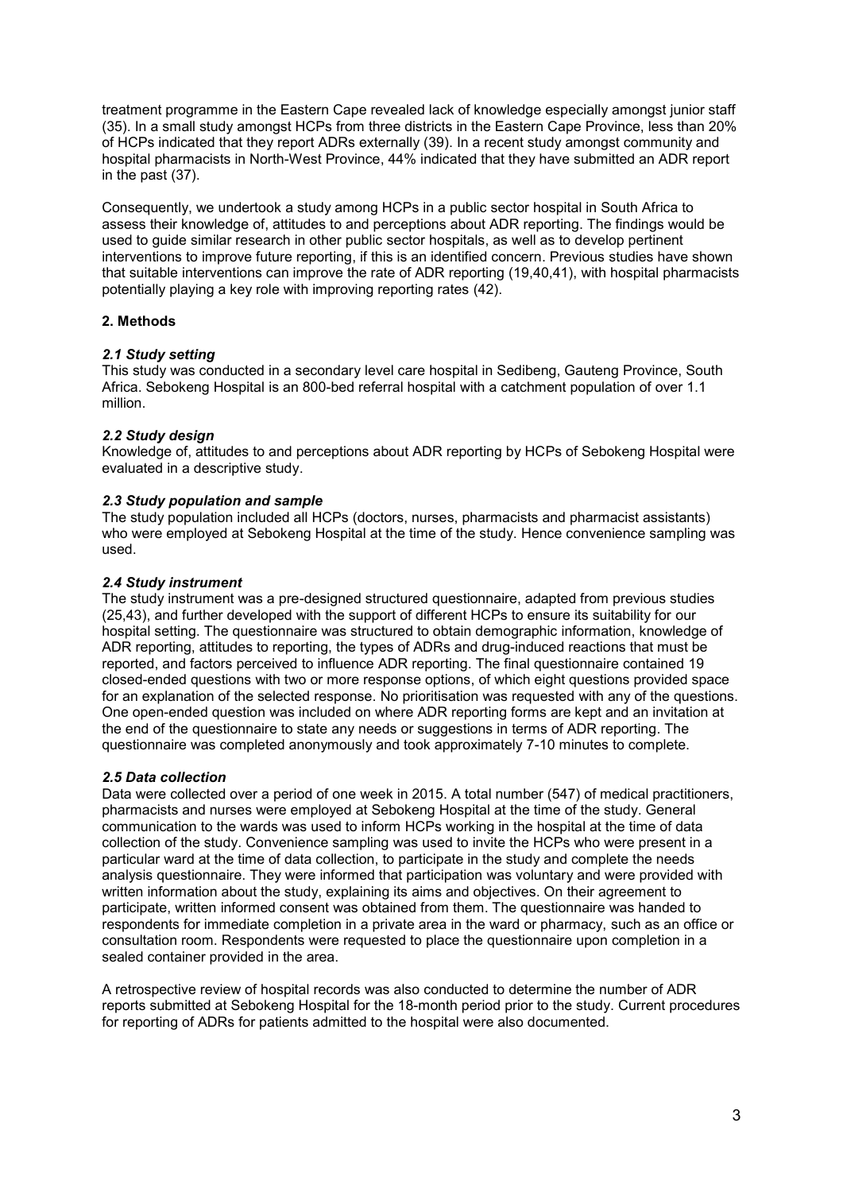treatment programme in the Eastern Cape revealed lack of knowledge especially amongst junior staff (35). In a small study amongst HCPs from three districts in the Eastern Cape Province, less than 20% of HCPs indicated that they report ADRs externally (39). In a recent study amongst community and hospital pharmacists in North-West Province, 44% indicated that they have submitted an ADR report in the past (37).

Consequently, we undertook a study among HCPs in a public sector hospital in South Africa to assess their knowledge of, attitudes to and perceptions about ADR reporting. The findings would be used to guide similar research in other public sector hospitals, as well as to develop pertinent interventions to improve future reporting, if this is an identified concern. Previous studies have shown that suitable interventions can improve the rate of ADR reporting (19,40,41), with hospital pharmacists potentially playing a key role with improving reporting rates (42).

## 2. Methods

### *2.1 Study setting*

This study was conducted in a secondary level care hospital in Sedibeng, Gauteng Province, South Africa. Sebokeng Hospital is an 800-bed referral hospital with a catchment population of over 1.1 million.

### *2.2 Study design*

Knowledge of, attitudes to and perceptions about ADR reporting by HCPs of Sebokeng Hospital were evaluated in a descriptive study.

### *2.3 Study population and sample*

The study population included all HCPs (doctors, nurses, pharmacists and pharmacist assistants) who were employed at Sebokeng Hospital at the time of the study. Hence convenience sampling was used.

### *2.4 Study instrument*

The study instrument was a pre-designed structured questionnaire, adapted from previous studies (25,43), and further developed with the support of different HCPs to ensure its suitability for our hospital setting. The questionnaire was structured to obtain demographic information, knowledge of ADR reporting, attitudes to reporting, the types of ADRs and drug-induced reactions that must be reported, and factors perceived to influence ADR reporting. The final questionnaire contained 19 closed-ended questions with two or more response options, of which eight questions provided space for an explanation of the selected response. No prioritisation was requested with any of the questions. One open-ended question was included on where ADR reporting forms are kept and an invitation at the end of the questionnaire to state any needs or suggestions in terms of ADR reporting. The questionnaire was completed anonymously and took approximately 7-10 minutes to complete.

### *2.5 Data collection*

Data were collected over a period of one week in 2015. A total number (547) of medical practitioners, pharmacists and nurses were employed at Sebokeng Hospital at the time of the study. General communication to the wards was used to inform HCPs working in the hospital at the time of data collection of the study. Convenience sampling was used to invite the HCPs who were present in a particular ward at the time of data collection, to participate in the study and complete the needs analysis questionnaire. They were informed that participation was voluntary and were provided with written information about the study, explaining its aims and objectives. On their agreement to participate, written informed consent was obtained from them. The questionnaire was handed to respondents for immediate completion in a private area in the ward or pharmacy, such as an office or consultation room. Respondents were requested to place the questionnaire upon completion in a sealed container provided in the area.

A retrospective review of hospital records was also conducted to determine the number of ADR reports submitted at Sebokeng Hospital for the 18-month period prior to the study. Current procedures for reporting of ADRs for patients admitted to the hospital were also documented.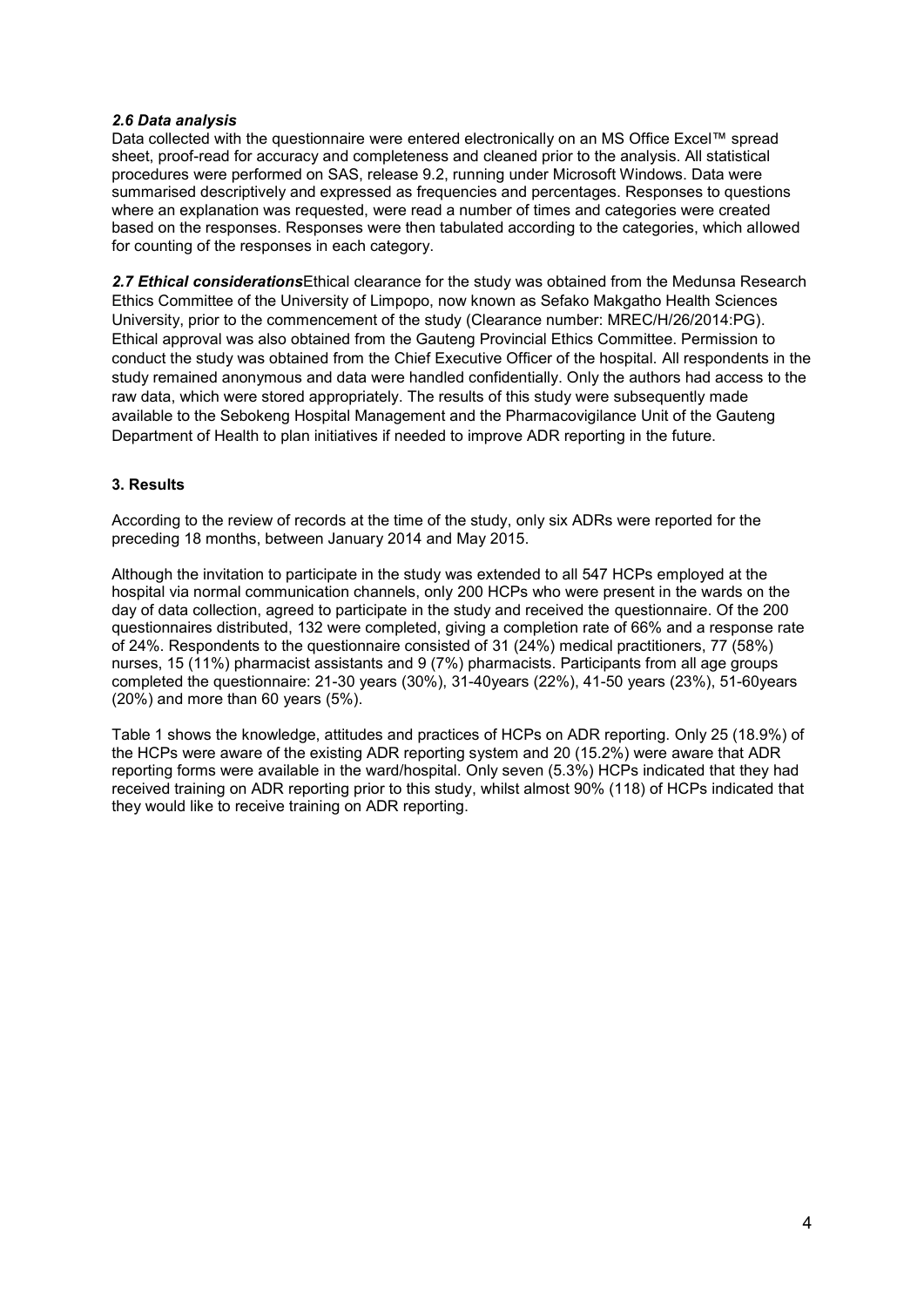### *2.6 Data analysis*

Data collected with the questionnaire were entered electronically on an MS Office Excel™ spread sheet, proof-read for accuracy and completeness and cleaned prior to the analysis. All statistical procedures were performed on SAS, release 9.2, running under Microsoft Windows. Data were summarised descriptively and expressed as frequencies and percentages. Responses to questions where an explanation was requested, were read a number of times and categories were created based on the responses. Responses were then tabulated according to the categories, which allowed for counting of the responses in each category.

***2.7 Ethical considerations***Ethical clearance for the study was obtained from the Medunsa Research Ethics Committee of the University of Limpopo, now known as Sefako Makgatho Health Sciences University, prior to the commencement of the study (Clearance number: MREC/H/26/2014:PG). Ethical approval was also obtained from the Gauteng Provincial Ethics Committee. Permission to conduct the study was obtained from the Chief Executive Officer of the hospital. All respondents in the study remained anonymous and data were handled confidentially. Only the authors had access to the raw data, which were stored appropriately. The results of this study were subsequently made available to the Sebokeng Hospital Management and the Pharmacovigilance Unit of the Gauteng Department of Health to plan initiatives if needed to improve ADR reporting in the future.

## 3. Results

According to the review of records at the time of the study, only six ADRs were reported for the preceding 18 months, between January 2014 and May 2015.

Although the invitation to participate in the study was extended to all 547 HCPs employed at the hospital via normal communication channels, only 200 HCPs who were present in the wards on the day of data collection, agreed to participate in the study and received the questionnaire. Of the 200 questionnaires distributed, 132 were completed, giving a completion rate of 66% and a response rate of 24%. Respondents to the questionnaire consisted of 31 (24%) medical practitioners, 77 (58%) nurses, 15 (11%) pharmacist assistants and 9 (7%) pharmacists. Participants from all age groups completed the questionnaire: 21-30 years (30%), 31-40years (22%), 41-50 years (23%), 51-60years (20%) and more than 60 years (5%).

Table 1 shows the knowledge, attitudes and practices of HCPs on ADR reporting. Only 25 (18.9%) of the HCPs were aware of the existing ADR reporting system and 20 (15.2%) were aware that ADR reporting forms were available in the ward/hospital. Only seven (5.3%) HCPs indicated that they had received training on ADR reporting prior to this study, whilst almost 90% (118) of HCPs indicated that they would like to receive training on ADR reporting.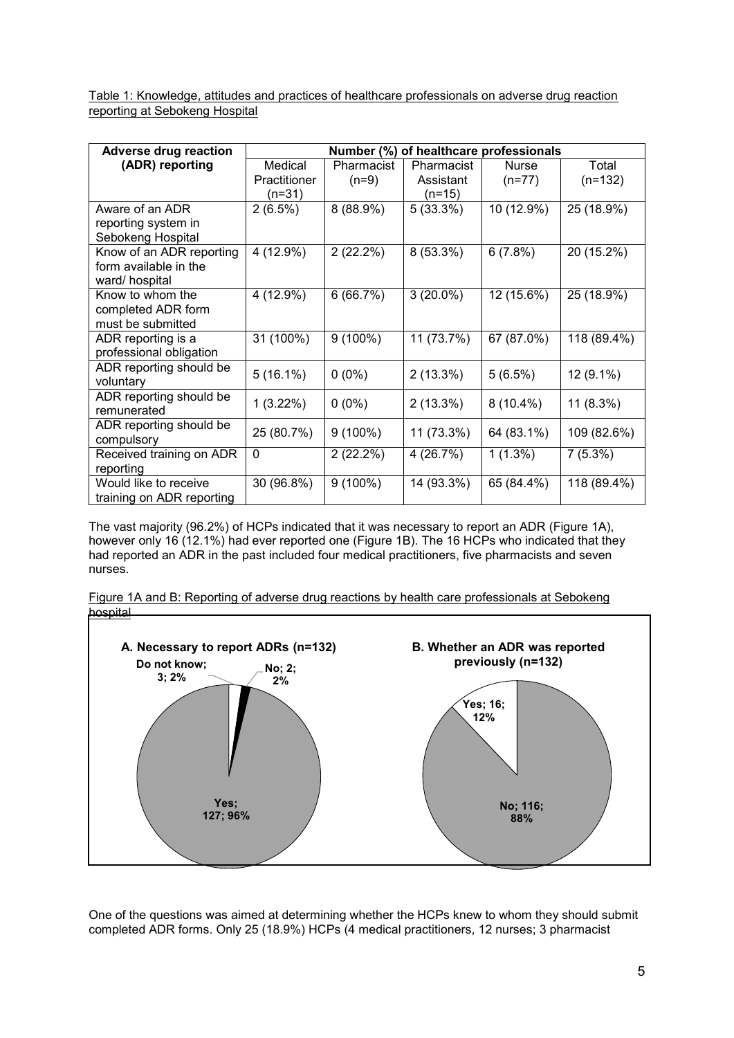Table 1: Knowledge, attitudes and practices of healthcare professionals on adverse drug reaction reporting at Sebokeng Hospital

| Adverse drug reaction (ADR) reporting | Number (%) of healthcare professionals | | | | |
|---|---|---|---|---|---|
| | Medical Practitioner (n=31) | Pharmacist (n=9) | Pharmacist Assistant (n=15) | Nurse (n=77) | Total (n=132) |
| Aware of an ADR reporting system in Sebokeng Hospital | 2 (6.5%) | 8 (88.9%) | 5 (33.3%) | 10 (12.9%) | 25 (18.9%) |
| Know of an ADR reporting form available in the ward/ hospital | 4 (12.9%) | 2 (22.2%) | 8 (53.3%) | 6 (7.8%) | 20 (15.2%) |
| Know to whom the completed ADR form must be submitted | 4 (12.9%) | 6 (66.7%) | 3 (20.0%) | 12 (15.6%) | 25 (18.9%) |
| ADR reporting is a professional obligation | 31 (100%) | 9 (100%) | 11 (73.7%) | 67 (87.0%) | 118 (89.4%) |
| ADR reporting should be voluntary | 5 (16.1%) | 0 (0%) | 2 (13.3%) | 5 (6.5%) | 12 (9.1%) |
| ADR reporting should be remunerated | 1 (3.22%) | 0 (0%) | 2 (13.3%) | 8 (10.4%) | 11 (8.3%) |
| ADR reporting should be compulsory | 25 (80.7%) | 9 (100%) | 11 (73.3%) | 64 (83.1%) | 109 (82.6%) |
| Received training on ADR reporting | 0 | 2 (22.2%) | 4 (26.7%) | 1 (1.3%) | 7 (5.3%) |
| Would like to receive training on ADR reporting | 30 (96.8%) | 9 (100%) | 14 (93.3%) | 65 (84.4%) | 118 (89.4%) |

The vast majority (96.2%) of HCPs indicated that it was necessary to report an ADR (Figure 1A), however only 16 (12.1%) had ever reported one (Figure 1B). The 16 HCPs who indicated that they had reported an ADR in the past included four medical practitioners, five pharmacists and seven nurses.

Figure 1A and B: Reporting of adverse drug reactions by health care professionals at Sebokeng hospital

**A. Necessary to report ADRs (n=132)**: Yes; 127; 96% — No; 2; 2% — Do not know; 3; 2%

**B. Whether an ADR was reported previously (n=132)**: Yes; 16; 12% — No; 116; 88%

One of the questions was aimed at determining whether the HCPs knew to whom they should submit completed ADR forms. Only 25 (18.9%) HCPs (4 medical practitioners, 12 nurses; 3 pharmacist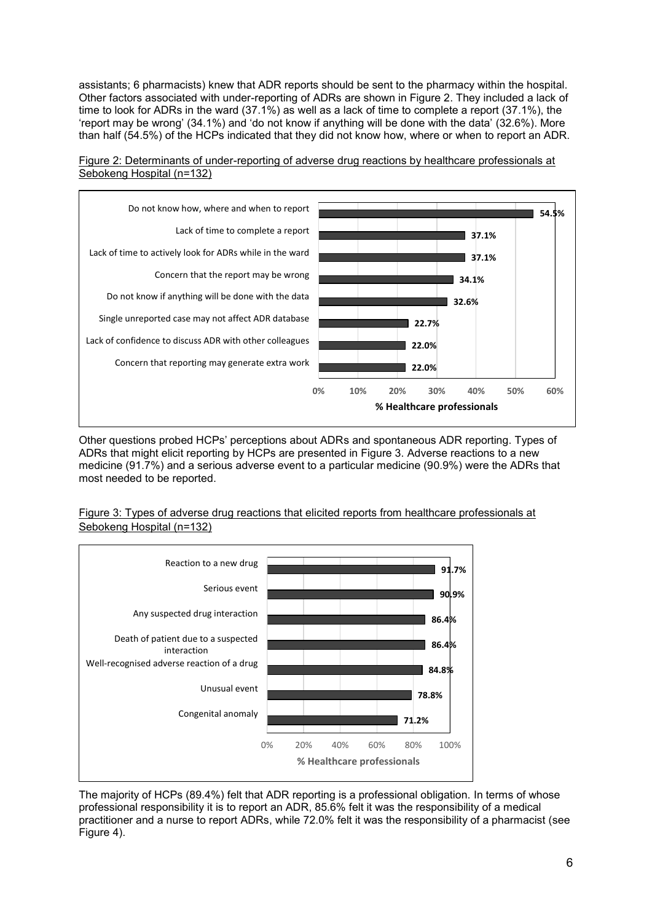assistants; 6 pharmacists) knew that ADR reports should be sent to the pharmacy within the hospital. Other factors associated with under-reporting of ADRs are shown in Figure 2. They included a lack of time to look for ADRs in the ward (37.1%) as well as a lack of time to complete a report (37.1%), the 'report may be wrong' (34.1%) and 'do not know if anything will be done with the data' (32.6%). More than half (54.5%) of the HCPs indicated that they did not know how, where or when to report an ADR.

Figure 2: Determinants of under-reporting of adverse drug reactions by healthcare professionals at Sebokeng Hospital (n=132)

| Determinant | % Healthcare professionals |
|---|---|
| Do not know how, where and when to report | 54.5% |
| Lack of time to complete a report | 37.1% |
| Lack of time to actively look for ADRs while in the ward | 37.1% |
| Concern that the report may be wrong | 34.1% |
| Do not know if anything will be done with the data | 32.6% |
| Single unreported case may not affect ADR database | 22.7% |
| Lack of confidence to discuss ADR with other colleagues | 22.0% |
| Concern that reporting may generate extra work | 22.0% |

Other questions probed HCPs' perceptions about ADRs and spontaneous ADR reporting. Types of ADRs that might elicit reporting by HCPs are presented in Figure 3. Adverse reactions to a new medicine (91.7%) and a serious adverse event to a particular medicine (90.9%) were the ADRs that most needed to be reported.

Figure 3: Types of adverse drug reactions that elicited reports from healthcare professionals at Sebokeng Hospital (n=132)

| Type of ADR | % Healthcare professionals |
|---|---|
| Reaction to a new drug | 91.7% |
| Serious event | 90.9% |
| Any suspected drug interaction | 86.4% |
| Death of patient due to a suspected interaction | 86.4% |
| Well-recognised adverse reaction of a drug | 84.8% |
| Unusual event | 78.8% |
| Congenital anomaly | 71.2% |

The majority of HCPs (89.4%) felt that ADR reporting is a professional obligation. In terms of whose professional responsibility it is to report an ADR, 85.6% felt it was the responsibility of a medical practitioner and a nurse to report ADRs, while 72.0% felt it was the responsibility of a pharmacist (see Figure 4).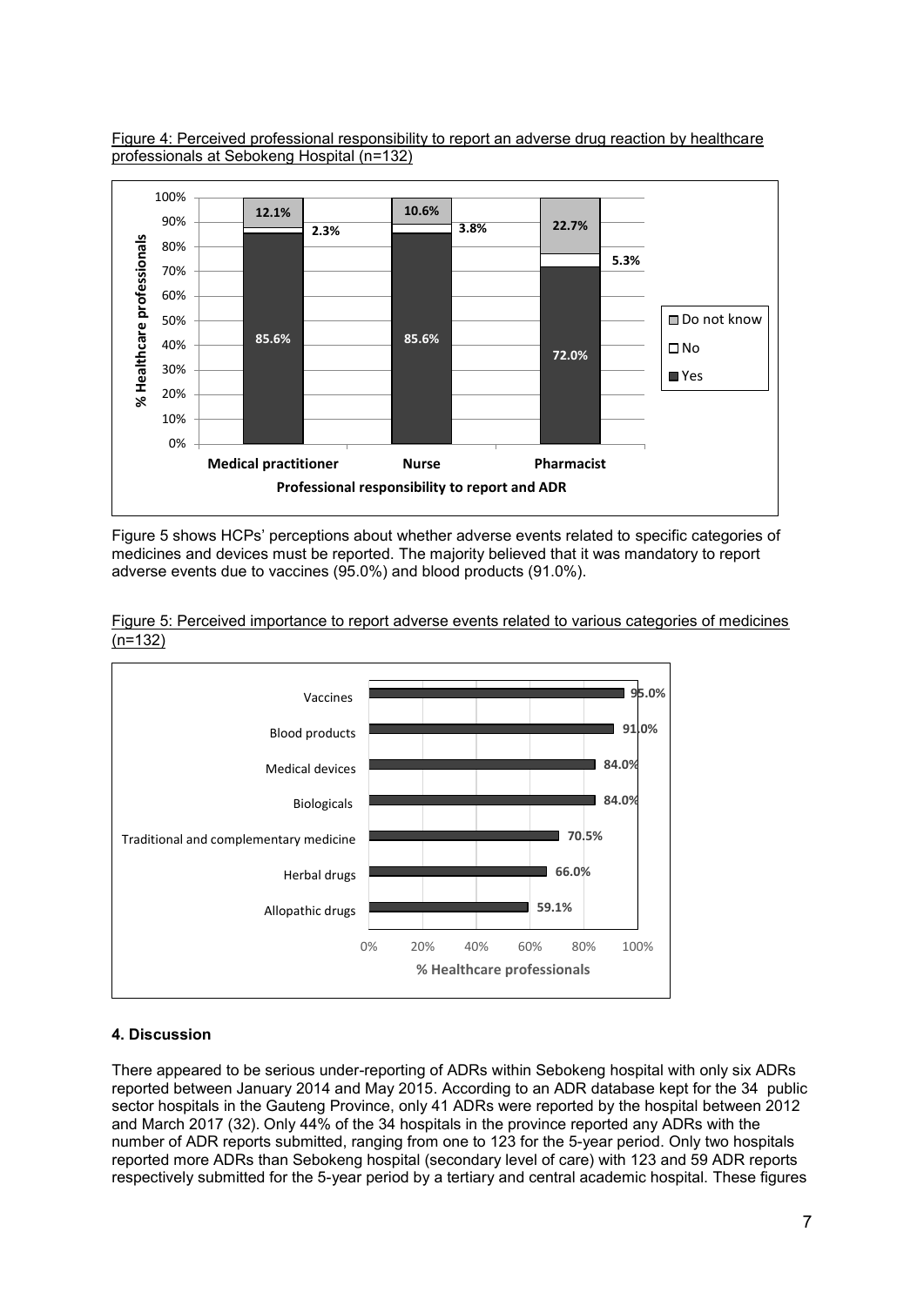Figure 4: Perceived professional responsibility to report an adverse drug reaction by healthcare professionals at Sebokeng Hospital (n=132)

| Professional responsibility to report and ADR | Yes | No | Do not know |
| --- | --- | --- | --- |
| Medical practitioner | 85.6% | 2.3% | 12.1% |
| Nurse | 85.6% | 3.8% | 10.6% |
| Pharmacist | 72.0% | 5.3% | 22.7% |

Figure 5 shows HCPs' perceptions about whether adverse events related to specific categories of medicines and devices must be reported. The majority believed that it was mandatory to report adverse events due to vaccines (95.0%) and blood products (91.0%).

Figure 5: Perceived importance to report adverse events related to various categories of medicines (n=132)

| Category | % Healthcare professionals |
| --- | --- |
| Vaccines | 95.0% |
| Blood products | 91.0% |
| Medical devices | 84.0% |
| Biologicals | 84.0% |
| Traditional and complementary medicine | 70.5% |
| Herbal drugs | 66.0% |
| Allopathic drugs | 59.1% |

## 4. Discussion

There appeared to be serious under-reporting of ADRs within Sebokeng hospital with only six ADRs reported between January 2014 and May 2015. According to an ADR database kept for the 34 public sector hospitals in the Gauteng Province, only 41 ADRs were reported by the hospital between 2012 and March 2017 (32). Only 44% of the 34 hospitals in the province reported any ADRs with the number of ADR reports submitted, ranging from one to 123 for the 5-year period. Only two hospitals reported more ADRs than Sebokeng hospital (secondary level of care) with 123 and 59 ADR reports respectively submitted for the 5-year period by a tertiary and central academic hospital. These figures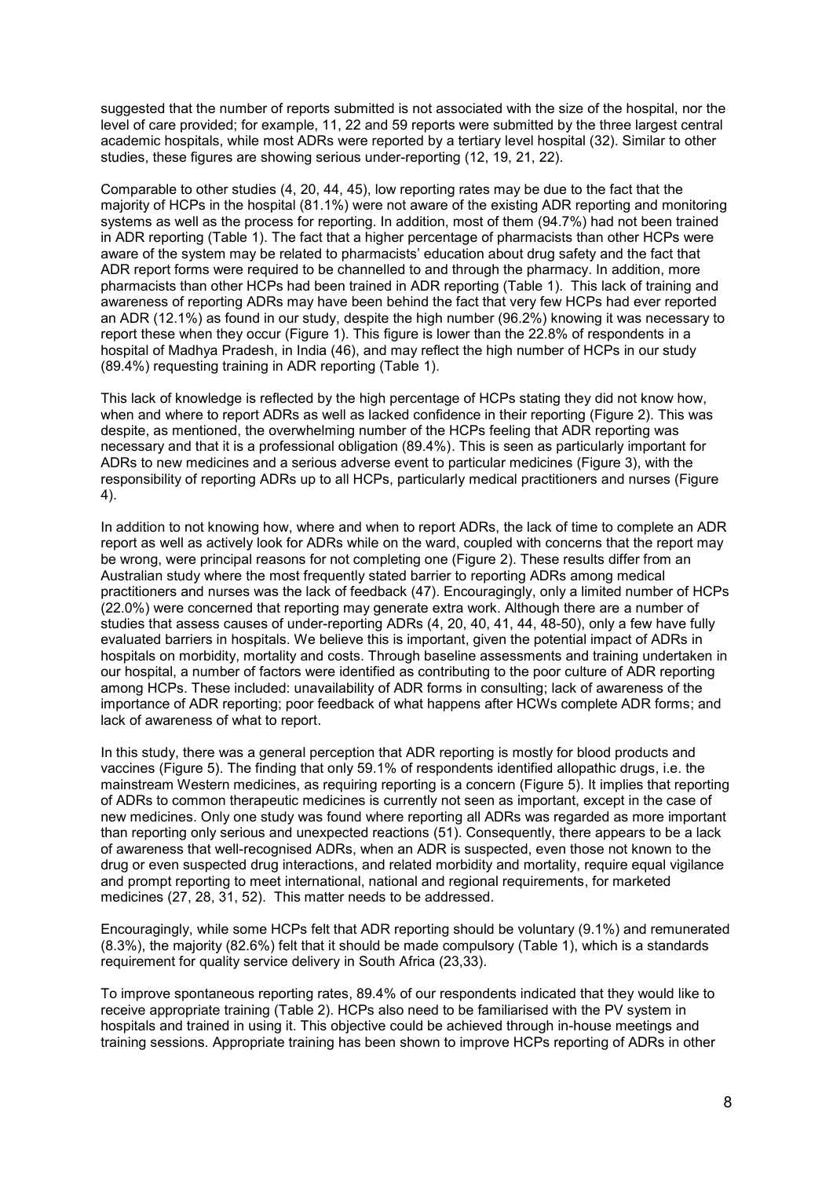suggested that the number of reports submitted is not associated with the size of the hospital, nor the level of care provided; for example, 11, 22 and 59 reports were submitted by the three largest central academic hospitals, while most ADRs were reported by a tertiary level hospital (32). Similar to other studies, these figures are showing serious under-reporting (12, 19, 21, 22).

Comparable to other studies (4, 20, 44, 45), low reporting rates may be due to the fact that the majority of HCPs in the hospital (81.1%) were not aware of the existing ADR reporting and monitoring systems as well as the process for reporting. In addition, most of them (94.7%) had not been trained in ADR reporting (Table 1). The fact that a higher percentage of pharmacists than other HCPs were aware of the system may be related to pharmacists' education about drug safety and the fact that ADR report forms were required to be channelled to and through the pharmacy. In addition, more pharmacists than other HCPs had been trained in ADR reporting (Table 1). This lack of training and awareness of reporting ADRs may have been behind the fact that very few HCPs had ever reported an ADR (12.1%) as found in our study, despite the high number (96.2%) knowing it was necessary to report these when they occur (Figure 1). This figure is lower than the 22.8% of respondents in a hospital of Madhya Pradesh, in India (46), and may reflect the high number of HCPs in our study (89.4%) requesting training in ADR reporting (Table 1).

This lack of knowledge is reflected by the high percentage of HCPs stating they did not know how, when and where to report ADRs as well as lacked confidence in their reporting (Figure 2). This was despite, as mentioned, the overwhelming number of the HCPs feeling that ADR reporting was necessary and that it is a professional obligation (89.4%). This is seen as particularly important for ADRs to new medicines and a serious adverse event to particular medicines (Figure 3), with the responsibility of reporting ADRs up to all HCPs, particularly medical practitioners and nurses (Figure 4).

In addition to not knowing how, where and when to report ADRs, the lack of time to complete an ADR report as well as actively look for ADRs while on the ward, coupled with concerns that the report may be wrong, were principal reasons for not completing one (Figure 2). These results differ from an Australian study where the most frequently stated barrier to reporting ADRs among medical practitioners and nurses was the lack of feedback (47). Encouragingly, only a limited number of HCPs (22.0%) were concerned that reporting may generate extra work. Although there are a number of studies that assess causes of under-reporting ADRs (4, 20, 40, 41, 44, 48-50), only a few have fully evaluated barriers in hospitals. We believe this is important, given the potential impact of ADRs in hospitals on morbidity, mortality and costs. Through baseline assessments and training undertaken in our hospital, a number of factors were identified as contributing to the poor culture of ADR reporting among HCPs. These included: unavailability of ADR forms in consulting; lack of awareness of the importance of ADR reporting; poor feedback of what happens after HCWs complete ADR forms; and lack of awareness of what to report.

In this study, there was a general perception that ADR reporting is mostly for blood products and vaccines (Figure 5). The finding that only 59.1% of respondents identified allopathic drugs, i.e. the mainstream Western medicines, as requiring reporting is a concern (Figure 5). It implies that reporting of ADRs to common therapeutic medicines is currently not seen as important, except in the case of new medicines. Only one study was found where reporting all ADRs was regarded as more important than reporting only serious and unexpected reactions (51). Consequently, there appears to be a lack of awareness that well-recognised ADRs, when an ADR is suspected, even those not known to the drug or even suspected drug interactions, and related morbidity and mortality, require equal vigilance and prompt reporting to meet international, national and regional requirements, for marketed medicines (27, 28, 31, 52). This matter needs to be addressed.

Encouragingly, while some HCPs felt that ADR reporting should be voluntary (9.1%) and remunerated (8.3%), the majority (82.6%) felt that it should be made compulsory (Table 1), which is a standards requirement for quality service delivery in South Africa (23,33).

To improve spontaneous reporting rates, 89.4% of our respondents indicated that they would like to receive appropriate training (Table 2). HCPs also need to be familiarised with the PV system in hospitals and trained in using it. This objective could be achieved through in-house meetings and training sessions. Appropriate training has been shown to improve HCPs reporting of ADRs in other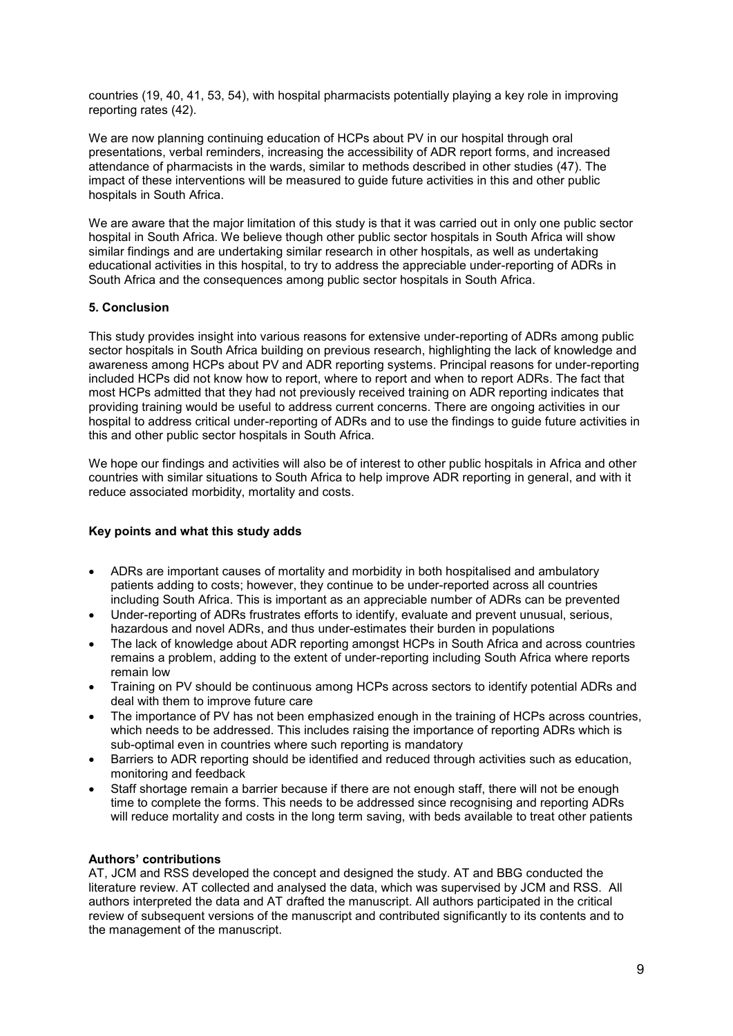countries (19, 40, 41, 53, 54), with hospital pharmacists potentially playing a key role in improving reporting rates (42).

We are now planning continuing education of HCPs about PV in our hospital through oral presentations, verbal reminders, increasing the accessibility of ADR report forms, and increased attendance of pharmacists in the wards, similar to methods described in other studies (47). The impact of these interventions will be measured to guide future activities in this and other public hospitals in South Africa.

We are aware that the major limitation of this study is that it was carried out in only one public sector hospital in South Africa. We believe though other public sector hospitals in South Africa will show similar findings and are undertaking similar research in other hospitals, as well as undertaking educational activities in this hospital, to try to address the appreciable under-reporting of ADRs in South Africa and the consequences among public sector hospitals in South Africa.

## 5. Conclusion

This study provides insight into various reasons for extensive under-reporting of ADRs among public sector hospitals in South Africa building on previous research, highlighting the lack of knowledge and awareness among HCPs about PV and ADR reporting systems. Principal reasons for under-reporting included HCPs did not know how to report, where to report and when to report ADRs. The fact that most HCPs admitted that they had not previously received training on ADR reporting indicates that providing training would be useful to address current concerns. There are ongoing activities in our hospital to address critical under-reporting of ADRs and to use the findings to guide future activities in this and other public sector hospitals in South Africa.

We hope our findings and activities will also be of interest to other public hospitals in Africa and other countries with similar situations to South Africa to help improve ADR reporting in general, and with it reduce associated morbidity, mortality and costs.

### Key points and what this study adds

- ADRs are important causes of mortality and morbidity in both hospitalised and ambulatory patients adding to costs; however, they continue to be under-reported across all countries including South Africa. This is important as an appreciable number of ADRs can be prevented
- Under-reporting of ADRs frustrates efforts to identify, evaluate and prevent unusual, serious, hazardous and novel ADRs, and thus under-estimates their burden in populations
- The lack of knowledge about ADR reporting amongst HCPs in South Africa and across countries remains a problem, adding to the extent of under-reporting including South Africa where reports remain low
- Training on PV should be continuous among HCPs across sectors to identify potential ADRs and deal with them to improve future care
- The importance of PV has not been emphasized enough in the training of HCPs across countries, which needs to be addressed. This includes raising the importance of reporting ADRs which is sub-optimal even in countries where such reporting is mandatory
- Barriers to ADR reporting should be identified and reduced through activities such as education, monitoring and feedback
- Staff shortage remain a barrier because if there are not enough staff, there will not be enough time to complete the forms. This needs to be addressed since recognising and reporting ADRs will reduce mortality and costs in the long term saving, with beds available to treat other patients

### Authors' contributions

AT, JCM and RSS developed the concept and designed the study. AT and BBG conducted the literature review. AT collected and analysed the data, which was supervised by JCM and RSS. All authors interpreted the data and AT drafted the manuscript. All authors participated in the critical review of subsequent versions of the manuscript and contributed significantly to its contents and to the management of the manuscript.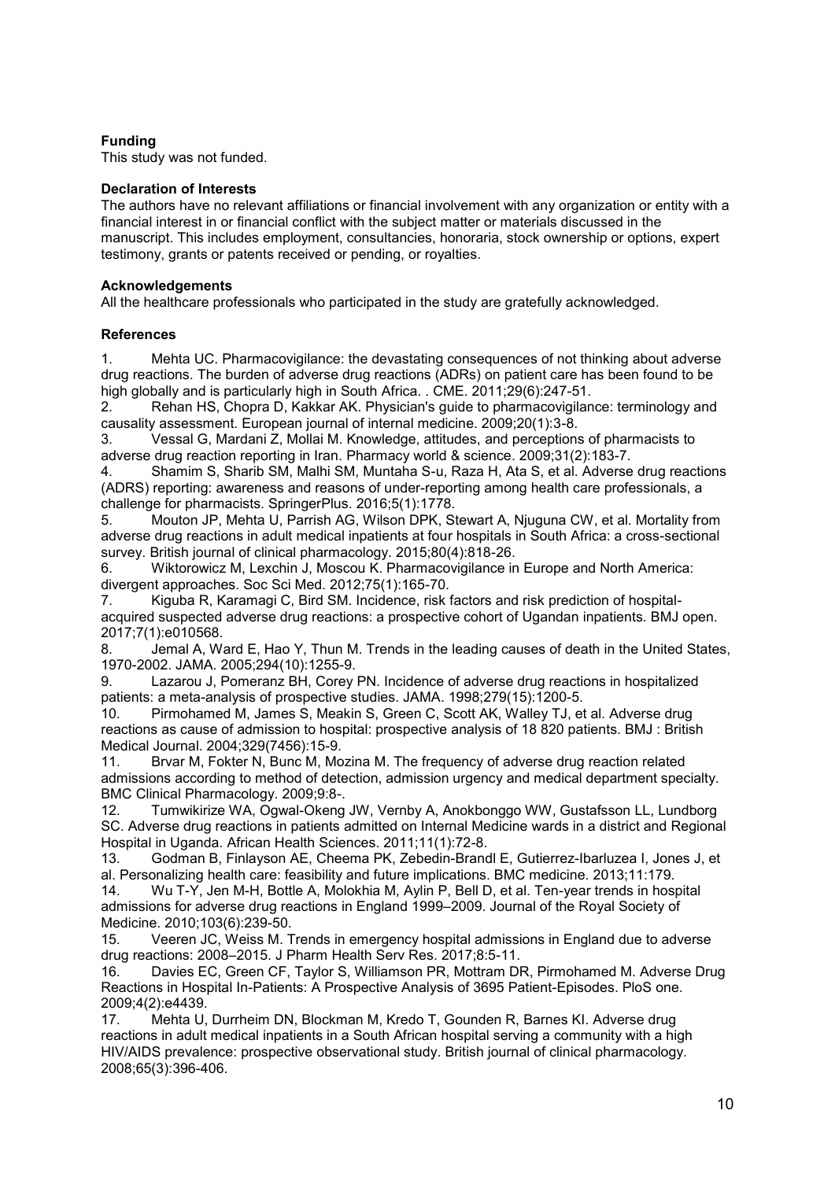**Funding**

This study was not funded.

**Declaration of Interests**

The authors have no relevant affiliations or financial involvement with any organization or entity with a financial interest in or financial conflict with the subject matter or materials discussed in the manuscript. This includes employment, consultancies, honoraria, stock ownership or options, expert testimony, grants or patents received or pending, or royalties.

**Acknowledgements**

All the healthcare professionals who participated in the study are gratefully acknowledged.

**References**

1. Mehta UC. Pharmacovigilance: the devastating consequences of not thinking about adverse drug reactions. The burden of adverse drug reactions (ADRs) on patient care has been found to be high globally and is particularly high in South Africa. . CME. 2011;29(6):247-51.
2. Rehan HS, Chopra D, Kakkar AK. Physician's guide to pharmacovigilance: terminology and causality assessment. European journal of internal medicine. 2009;20(1):3-8.
3. Vessal G, Mardani Z, Mollai M. Knowledge, attitudes, and perceptions of pharmacists to adverse drug reaction reporting in Iran. Pharmacy world & science. 2009;31(2):183-7.
4. Shamim S, Sharib SM, Malhi SM, Muntaha S-u, Raza H, Ata S, et al. Adverse drug reactions (ADRS) reporting: awareness and reasons of under-reporting among health care professionals, a challenge for pharmacists. SpringerPlus. 2016;5(1):1778.
5. Mouton JP, Mehta U, Parrish AG, Wilson DPK, Stewart A, Njuguna CW, et al. Mortality from adverse drug reactions in adult medical inpatients at four hospitals in South Africa: a cross-sectional survey. British journal of clinical pharmacology. 2015;80(4):818-26.
6. Wiktorowicz M, Lexchin J, Moscou K. Pharmacovigilance in Europe and North America: divergent approaches. Soc Sci Med. 2012;75(1):165-70.
7. Kiguba R, Karamagi C, Bird SM. Incidence, risk factors and risk prediction of hospital-acquired suspected adverse drug reactions: a prospective cohort of Ugandan inpatients. BMJ open. 2017;7(1):e010568.
8. Jemal A, Ward E, Hao Y, Thun M. Trends in the leading causes of death in the United States, 1970-2002. JAMA. 2005;294(10):1255-9.
9. Lazarou J, Pomeranz BH, Corey PN. Incidence of adverse drug reactions in hospitalized patients: a meta-analysis of prospective studies. JAMA. 1998;279(15):1200-5.
10. Pirmohamed M, James S, Meakin S, Green C, Scott AK, Walley TJ, et al. Adverse drug reactions as cause of admission to hospital: prospective analysis of 18 820 patients. BMJ : British Medical Journal. 2004;329(7456):15-9.
11. Brvar M, Fokter N, Bunc M, Mozina M. The frequency of adverse drug reaction related admissions according to method of detection, admission urgency and medical department specialty. BMC Clinical Pharmacology. 2009;9:8-.
12. Tumwikirize WA, Ogwal-Okeng JW, Vernby A, Anokbonggo WW, Gustafsson LL, Lundborg SC. Adverse drug reactions in patients admitted on Internal Medicine wards in a district and Regional Hospital in Uganda. African Health Sciences. 2011;11(1):72-8.
13. Godman B, Finlayson AE, Cheema PK, Zebedin-Brandl E, Gutierrez-Ibarluzea I, Jones J, et al. Personalizing health care: feasibility and future implications. BMC medicine. 2013;11:179.
14. Wu T-Y, Jen M-H, Bottle A, Molokhia M, Aylin P, Bell D, et al. Ten-year trends in hospital admissions for adverse drug reactions in England 1999–2009. Journal of the Royal Society of Medicine. 2010;103(6):239-50.
15. Veeren JC, Weiss M. Trends in emergency hospital admissions in England due to adverse drug reactions: 2008–2015. J Pharm Health Serv Res. 2017;8:5-11.
16. Davies EC, Green CF, Taylor S, Williamson PR, Mottram DR, Pirmohamed M. Adverse Drug Reactions in Hospital In-Patients: A Prospective Analysis of 3695 Patient-Episodes. PloS one. 2009;4(2):e4439.
17. Mehta U, Durrheim DN, Blockman M, Kredo T, Gounden R, Barnes KI. Adverse drug reactions in adult medical inpatients in a South African hospital serving a community with a high HIV/AIDS prevalence: prospective observational study. British journal of clinical pharmacology. 2008;65(3):396-406.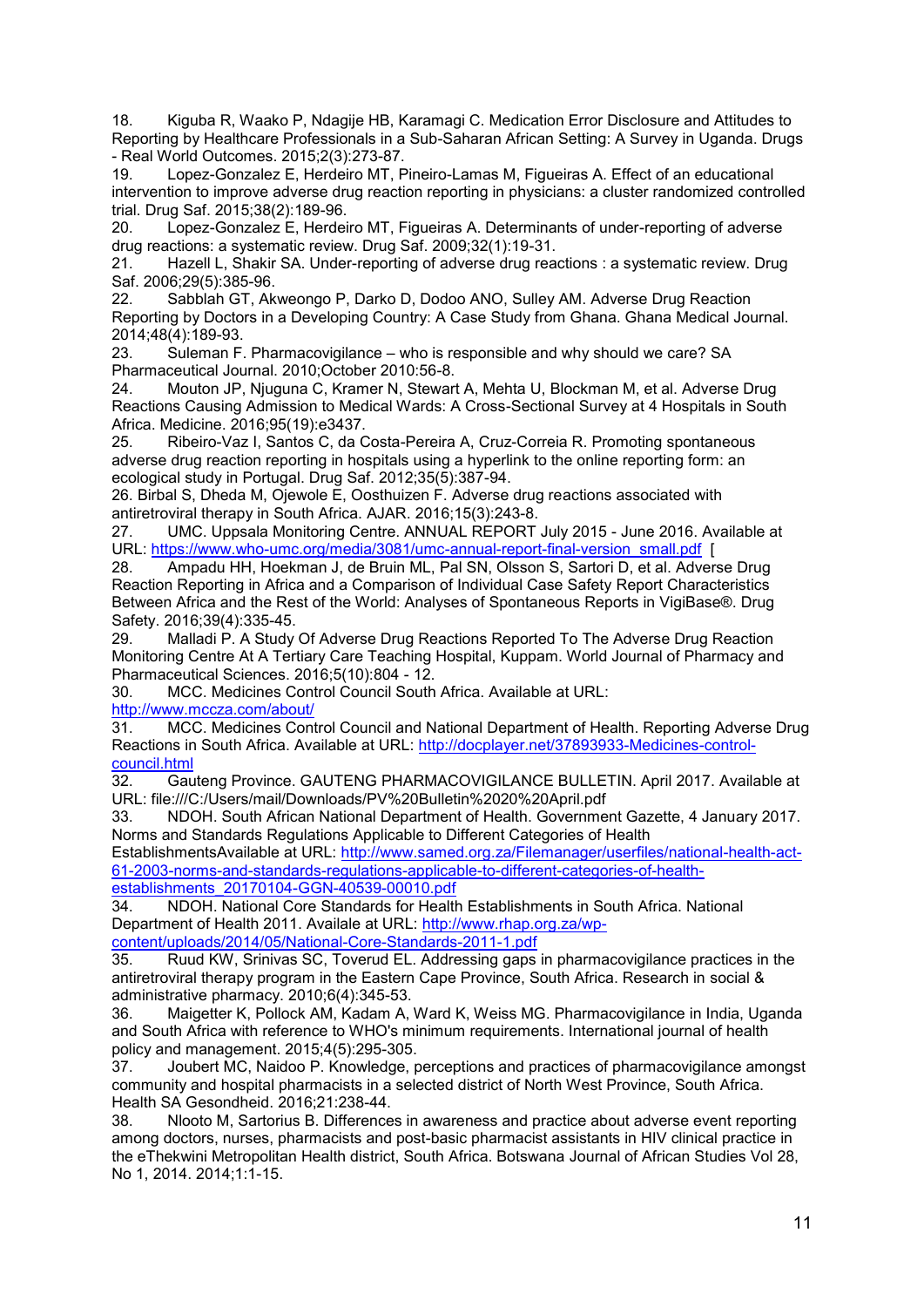18. Kiguba R, Waako P, Ndagije HB, Karamagi C. Medication Error Disclosure and Attitudes to Reporting by Healthcare Professionals in a Sub-Saharan African Setting: A Survey in Uganda. Drugs - Real World Outcomes. 2015;2(3):273-87.
19. Lopez-Gonzalez E, Herdeiro MT, Pineiro-Lamas M, Figueiras A. Effect of an educational intervention to improve adverse drug reaction reporting in physicians: a cluster randomized controlled trial. Drug Saf. 2015;38(2):189-96.
20. Lopez-Gonzalez E, Herdeiro MT, Figueiras A. Determinants of under-reporting of adverse drug reactions: a systematic review. Drug Saf. 2009;32(1):19-31.
21. Hazell L, Shakir SA. Under-reporting of adverse drug reactions : a systematic review. Drug Saf. 2006;29(5):385-96.
22. Sabblah GT, Akweongo P, Darko D, Dodoo ANO, Sulley AM. Adverse Drug Reaction Reporting by Doctors in a Developing Country: A Case Study from Ghana. Ghana Medical Journal. 2014;48(4):189-93.
23. Suleman F. Pharmacovigilance – who is responsible and why should we care? SA Pharmaceutical Journal. 2010;October 2010:56-8.
24. Mouton JP, Njuguna C, Kramer N, Stewart A, Mehta U, Blockman M, et al. Adverse Drug Reactions Causing Admission to Medical Wards: A Cross-Sectional Survey at 4 Hospitals in South Africa. Medicine. 2016;95(19):e3437.
25. Ribeiro-Vaz I, Santos C, da Costa-Pereira A, Cruz-Correia R. Promoting spontaneous adverse drug reaction reporting in hospitals using a hyperlink to the online reporting form: an ecological study in Portugal. Drug Saf. 2012;35(5):387-94.
26. Birbal S, Dheda M, Ojewole E, Oosthuizen F. Adverse drug reactions associated with antiretroviral therapy in South Africa. AJAR. 2016;15(3):243-8.
27. UMC. Uppsala Monitoring Centre. ANNUAL REPORT July 2015 - June 2016. Available at URL: https://www.who-umc.org/media/3081/umc-annual-report-final-version_small.pdf [
28. Ampadu HH, Hoekman J, de Bruin ML, Pal SN, Olsson S, Sartori D, et al. Adverse Drug Reaction Reporting in Africa and a Comparison of Individual Case Safety Report Characteristics Between Africa and the Rest of the World: Analyses of Spontaneous Reports in VigiBase®. Drug Safety. 2016;39(4):335-45.
29. Malladi P. A Study Of Adverse Drug Reactions Reported To The Adverse Drug Reaction Monitoring Centre At A Tertiary Care Teaching Hospital, Kuppam. World Journal of Pharmacy and Pharmaceutical Sciences. 2016;5(10):804 - 12.
30. MCC. Medicines Control Council South Africa. Available at URL: http://www.mccza.com/about/
31. MCC. Medicines Control Council and National Department of Health. Reporting Adverse Drug Reactions in South Africa. Available at URL: http://docplayer.net/37893933-Medicines-control-council.html
32. Gauteng Province. GAUTENG PHARMACOVIGILANCE BULLETIN. April 2017. Available at URL: file:///C:/Users/mail/Downloads/PV%20Bulletin%20%20April.pdf
33. NDOH. South African National Department of Health. Government Gazette, 4 January 2017. Norms and Standards Regulations Applicable to Different Categories of Health EstablishmentsAvailable at URL: http://www.samed.org.za/Filemanager/userfiles/national-health-act-61-2003-norms-and-standards-regulations-applicable-to-different-categories-of-health-establishments_20170104-GGN-40539-00010.pdf
34. NDOH. National Core Standards for Health Establishments in South Africa. National Department of Health 2011. Availale at URL: http://www.rhap.org.za/wp-content/uploads/2014/05/National-Core-Standards-2011-1.pdf
35. Ruud KW, Srinivas SC, Toverud EL. Addressing gaps in pharmacovigilance practices in the antiretroviral therapy program in the Eastern Cape Province, South Africa. Research in social & administrative pharmacy. 2010;6(4):345-53.
36. Maigetter K, Pollock AM, Kadam A, Ward K, Weiss MG. Pharmacovigilance in India, Uganda and South Africa with reference to WHO's minimum requirements. International journal of health policy and management. 2015;4(5):295-305.
37. Joubert MC, Naidoo P. Knowledge, perceptions and practices of pharmacovigilance amongst community and hospital pharmacists in a selected district of North West Province, South Africa. Health SA Gesondheid. 2016;21:238-44.
38. Nlooto M, Sartorius B. Differences in awareness and practice about adverse event reporting among doctors, nurses, pharmacists and post-basic pharmacist assistants in HIV clinical practice in the eThekwini Metropolitan Health district, South Africa. Botswana Journal of African Studies Vol 28, No 1, 2014. 2014;1:1-15.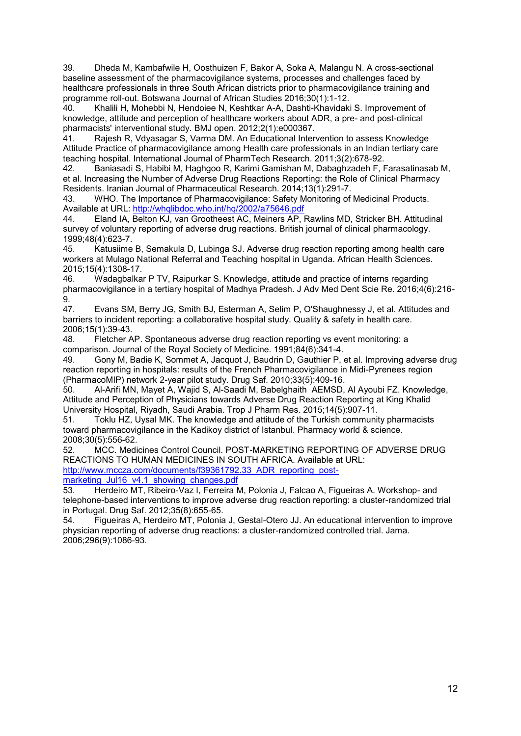39. Dheda M, Kambafwile H, Oosthuizen F, Bakor A, Soka A, Malangu N. A cross-sectional baseline assessment of the pharmacovigilance systems, processes and challenges faced by healthcare professionals in three South African districts prior to pharmacovigilance training and programme roll-out. Botswana Journal of African Studies 2016;30(1):1-12.

40. Khalili H, Mohebbi N, Hendoiee N, Keshtkar A-A, Dashti-Khavidaki S. Improvement of knowledge, attitude and perception of healthcare workers about ADR, a pre- and post-clinical pharmacists' interventional study. BMJ open. 2012;2(1):e000367.

41. Rajesh R, Vdyasagar S, Varma DM. An Educational Intervention to assess Knowledge Attitude Practice of pharmacovigilance among Health care professionals in an Indian tertiary care teaching hospital. International Journal of PharmTech Research. 2011;3(2):678-92.

42. Baniasadi S, Habibi M, Haghgoo R, Karimi Gamishan M, Dabaghzadeh F, Farasatinasab M, et al. Increasing the Number of Adverse Drug Reactions Reporting: the Role of Clinical Pharmacy Residents. Iranian Journal of Pharmaceutical Research. 2014;13(1):291-7.

43. WHO. The Importance of Pharmacovigilance: Safety Monitoring of Medicinal Products. Available at URL: http://whqlibdoc.who.int/hq/2002/a75646.pdf

44. Eland IA, Belton KJ, van Grootheest AC, Meiners AP, Rawlins MD, Stricker BH. Attitudinal survey of voluntary reporting of adverse drug reactions. British journal of clinical pharmacology. 1999;48(4):623-7.

45. Katusiime B, Semakula D, Lubinga SJ. Adverse drug reaction reporting among health care workers at Mulago National Referral and Teaching hospital in Uganda. African Health Sciences. 2015;15(4):1308-17.

46. Wadagbalkar P TV, Raipurkar S. Knowledge, attitude and practice of interns regarding pharmacovigilance in a tertiary hospital of Madhya Pradesh. J Adv Med Dent Scie Re. 2016;4(6):216-9.

47. Evans SM, Berry JG, Smith BJ, Esterman A, Selim P, O'Shaughnessy J, et al. Attitudes and barriers to incident reporting: a collaborative hospital study. Quality & safety in health care. 2006;15(1):39-43.

48. Fletcher AP. Spontaneous adverse drug reaction reporting vs event monitoring: a comparison. Journal of the Royal Society of Medicine. 1991;84(6):341-4.

49. Gony M, Badie K, Sommet A, Jacquot J, Baudrin D, Gauthier P, et al. Improving adverse drug reaction reporting in hospitals: results of the French Pharmacovigilance in Midi-Pyrenees region (PharmacoMIP) network 2-year pilot study. Drug Saf. 2010;33(5):409-16.

50. Al-Arifi MN, Mayet A, Wajid S, Al-Saadi M, Babelghaith AEMSD, Al Ayoubi FZ. Knowledge, Attitude and Perception of Physicians towards Adverse Drug Reaction Reporting at King Khalid University Hospital, Riyadh, Saudi Arabia. Trop J Pharm Res. 2015;14(5):907-11.

51. Toklu HZ, Uysal MK. The knowledge and attitude of the Turkish community pharmacists toward pharmacovigilance in the Kadikoy district of Istanbul. Pharmacy world & science. 2008;30(5):556-62.

52. MCC. Medicines Control Council. POST-MARKETING REPORTING OF ADVERSE DRUG REACTIONS TO HUMAN MEDICINES IN SOUTH AFRICA. Available at URL: http://www.mccza.com/documents/f39361792.33_ADR_reporting_post-marketing_Jul16_v4.1_showing_changes.pdf

53. Herdeiro MT, Ribeiro-Vaz I, Ferreira M, Polonia J, Falcao A, Figueiras A. Workshop- and telephone-based interventions to improve adverse drug reaction reporting: a cluster-randomized trial in Portugal. Drug Saf. 2012;35(8):655-65.

54. Figueiras A, Herdeiro MT, Polonia J, Gestal-Otero JJ. An educational intervention to improve physician reporting of adverse drug reactions: a cluster-randomized controlled trial. Jama. 2006;296(9):1086-93.